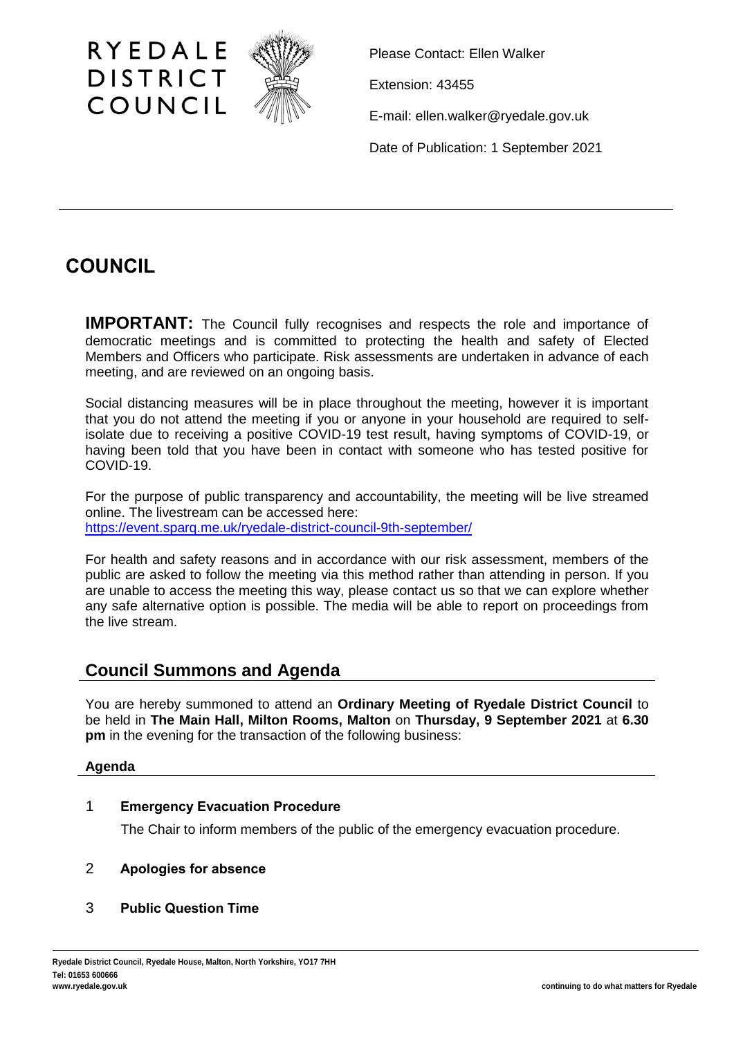RYEDALE DISTRICT COUNCIL

Please Contact: Ellen Walker

Extension: 43455

E-mail: ellen.walker@ryedale.gov.uk

Date of Publication: 1 September 2021

# COUNCIL

**IMPORTANT:** The Council fully recognises and respects the role and importance of democratic meetings and is committed to protecting the health and safety of Elected Members and Officers who participate. Risk assessments are undertaken in advance of each meeting, and are reviewed on an ongoing basis.

Social distancing measures will be in place throughout the meeting, however it is important that you do not attend the meeting if you or anyone in your household are required to self-isolate due to receiving a positive COVID-19 test result, having symptoms of COVID-19, or having been told that you have been in contact with someone who has tested positive for COVID-19.

For the purpose of public transparency and accountability, the meeting will be live streamed online. The livestream can be accessed here:
https://event.sparq.me.uk/ryedale-district-council-9th-september/

For health and safety reasons and in accordance with our risk assessment, members of the public are asked to follow the meeting via this method rather than attending in person. If you are unable to access the meeting this way, please contact us so that we can explore whether any safe alternative option is possible. The media will be able to report on proceedings from the live stream.

## Council Summons and Agenda

You are hereby summoned to attend an **Ordinary Meeting of Ryedale District Council** to be held in **The Main Hall, Milton Rooms, Malton** on **Thursday, 9 September 2021** at **6.30 pm** in the evening for the transaction of the following business:

### Agenda

1 **Emergency Evacuation Procedure**

The Chair to inform members of the public of the emergency evacuation procedure.

2 **Apologies for absence**

3 **Public Question Time**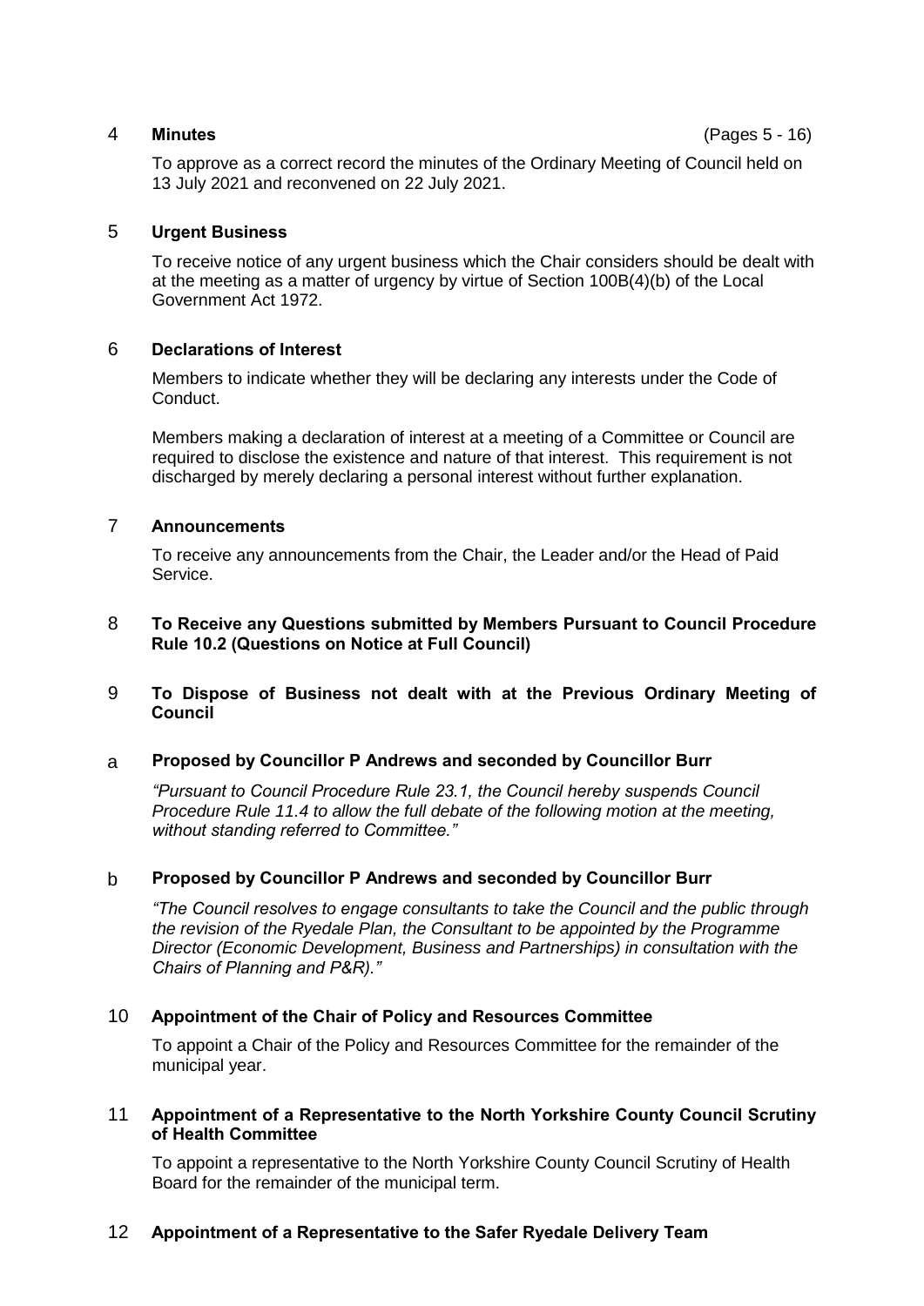### 4 **Minutes** (Pages 5 - 16)

To approve as a correct record the minutes of the Ordinary Meeting of Council held on 13 July 2021 and reconvened on 22 July 2021.

### 5 **Urgent Business**

To receive notice of any urgent business which the Chair considers should be dealt with at the meeting as a matter of urgency by virtue of Section 100B(4)(b) of the Local Government Act 1972.

### 6 **Declarations of Interest**

Members to indicate whether they will be declaring any interests under the Code of Conduct.

Members making a declaration of interest at a meeting of a Committee or Council are required to disclose the existence and nature of that interest. This requirement is not discharged by merely declaring a personal interest without further explanation.

### 7 **Announcements**

To receive any announcements from the Chair, the Leader and/or the Head of Paid Service.

### 8 **To Receive any Questions submitted by Members Pursuant to Council Procedure Rule 10.2 (Questions on Notice at Full Council)**

### 9 **To Dispose of Business not dealt with at the Previous Ordinary Meeting of Council**

#### a **Proposed by Councillor P Andrews and seconded by Councillor Burr**

*"Pursuant to Council Procedure Rule 23.1, the Council hereby suspends Council Procedure Rule 11.4 to allow the full debate of the following motion at the meeting, without standing referred to Committee."*

#### b **Proposed by Councillor P Andrews and seconded by Councillor Burr**

*"The Council resolves to engage consultants to take the Council and the public through the revision of the Ryedale Plan, the Consultant to be appointed by the Programme Director (Economic Development, Business and Partnerships) in consultation with the Chairs of Planning and P&R)."*

### 10 **Appointment of the Chair of Policy and Resources Committee**

To appoint a Chair of the Policy and Resources Committee for the remainder of the municipal year.

### 11 **Appointment of a Representative to the North Yorkshire County Council Scrutiny of Health Committee**

To appoint a representative to the North Yorkshire County Council Scrutiny of Health Board for the remainder of the municipal term.

### 12 **Appointment of a Representative to the Safer Ryedale Delivery Team**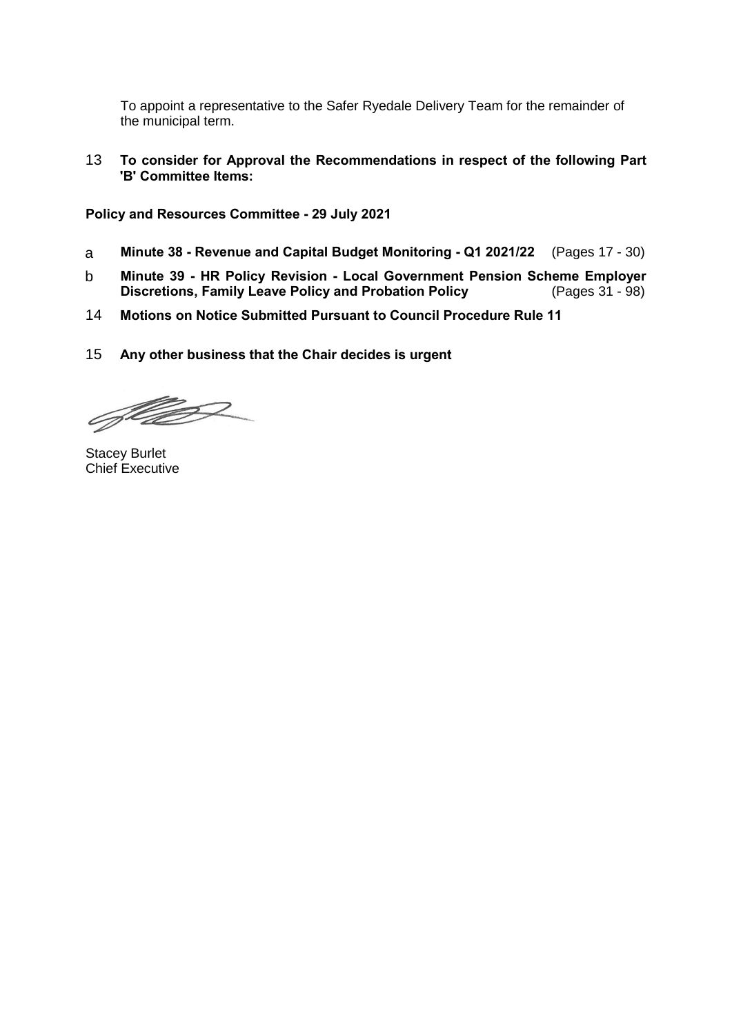To appoint a representative to the Safer Ryedale Delivery Team for the remainder of the municipal term.

13 **To consider for Approval the Recommendations in respect of the following Part 'B' Committee Items:**

**Policy and Resources Committee - 29 July 2021**

a **Minute 38 - Revenue and Capital Budget Monitoring - Q1 2021/22** (Pages 17 - 30)

b **Minute 39 - HR Policy Revision - Local Government Pension Scheme Employer Discretions, Family Leave Policy and Probation Policy** (Pages 31 - 98)

14 **Motions on Notice Submitted Pursuant to Council Procedure Rule 11**

15 **Any other business that the Chair decides is urgent**

Stacey Burlet
Chief Executive